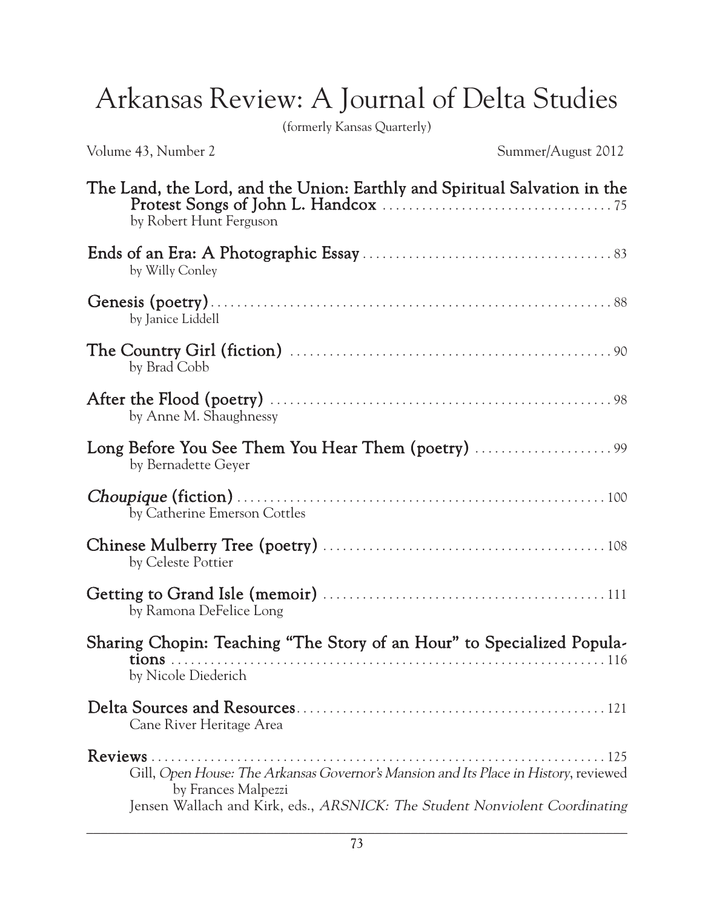# Arkansas Review: A Journal of Delta Studies

(formerly Kansas Quarterly)

Volume 43, Number 2 Summer/August 2012

**The Land, the Lord, and the Union: Earthly and Spiritual Salvation in the Protest Songs of John L. Handcox** .................................... 75
by Robert Hunt Ferguson

**Ends of an Era: A Photographic Essay** ....................................... 83
by Willy Conley

**Genesis (poetry)** ............................................................... 88
by Janice Liddell

**The Country Girl (fiction)** .................................................. 90
by Brad Cobb

**After the Flood (poetry)** ..................................................... 98
by Anne M. Shaughnessy

**Long Before You See Them You Hear Them (poetry)** ...................... 99
by Bernadette Geyer

***Choupique* (fiction)** ......................................................... 100
by Catherine Emerson Cottles

**Chinese Mulberry Tree (poetry)** ........................................... 108
by Celeste Pottier

**Getting to Grand Isle (memoir)** ........................................... 111
by Ramona DeFelice Long

**Sharing Chopin: Teaching "The Story of an Hour" to Specialized Populations** ................................................................... 116
by Nicole Diederich

**Delta Sources and Resources** ................................................ 121
Cane River Heritage Area

**Reviews** ......................................................................... 125
Gill, *Open House: The Arkansas Governor's Mansion and Its Place in History*, reviewed by Frances Malpezzi
Jensen Wallach and Kirk, eds., *ARSNICK: The Student Nonviolent Coordinating*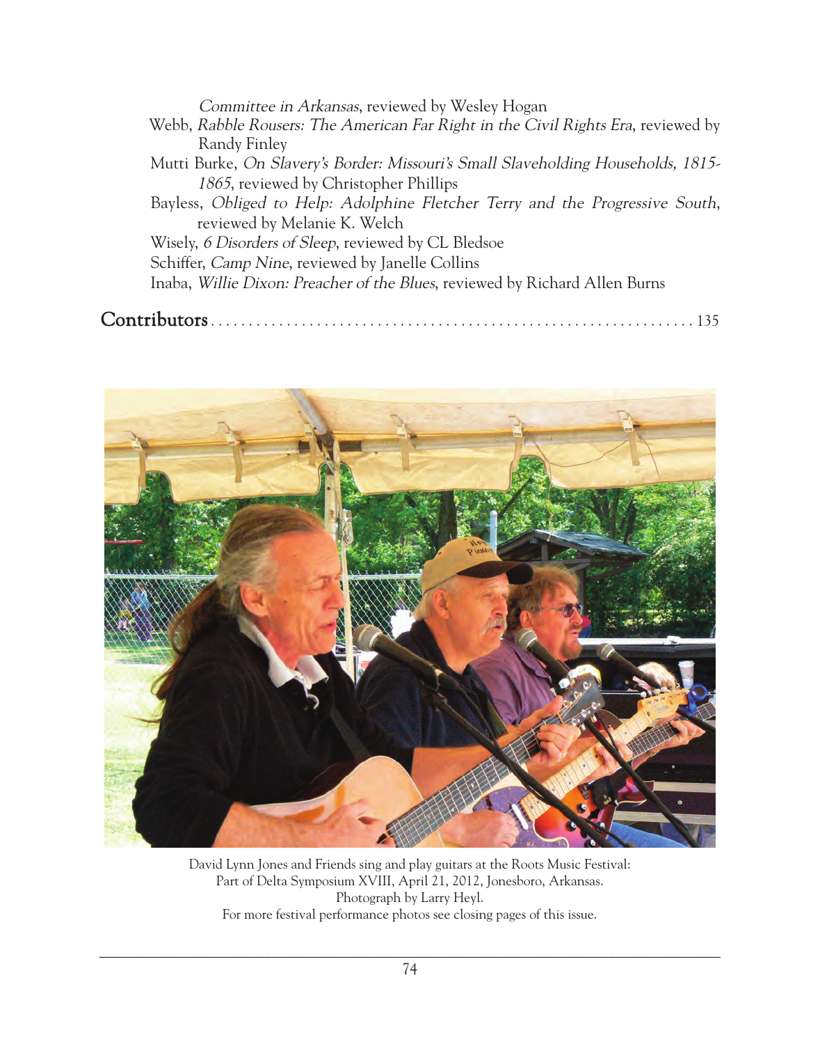*Committee in Arkansas*, reviewed by Wesley Hogan

Webb, *Rabble Rousers: The American Far Right in the Civil Rights Era*, reviewed by Randy Finley

Mutti Burke, *On Slavery's Border: Missouri's Small Slaveholding Households, 1815-1865*, reviewed by Christopher Phillips

Bayless, *Obliged to Help: Adolphine Fletcher Terry and the Progressive South*, reviewed by Melanie K. Welch

Wisely, *6 Disorders of Sleep*, reviewed by CL Bledsoe

Schiffer, *Camp Nine*, reviewed by Janelle Collins

Inaba, *Willie Dixon: Preacher of the Blues*, reviewed by Richard Allen Burns

**Contributors** ............................................................ 135

David Lynn Jones and Friends sing and play guitars at the Roots Music Festival: Part of Delta Symposium XVIII, April 21, 2012, Jonesboro, Arkansas. Photograph by Larry Heyl. For more festival performance photos see closing pages of this issue.